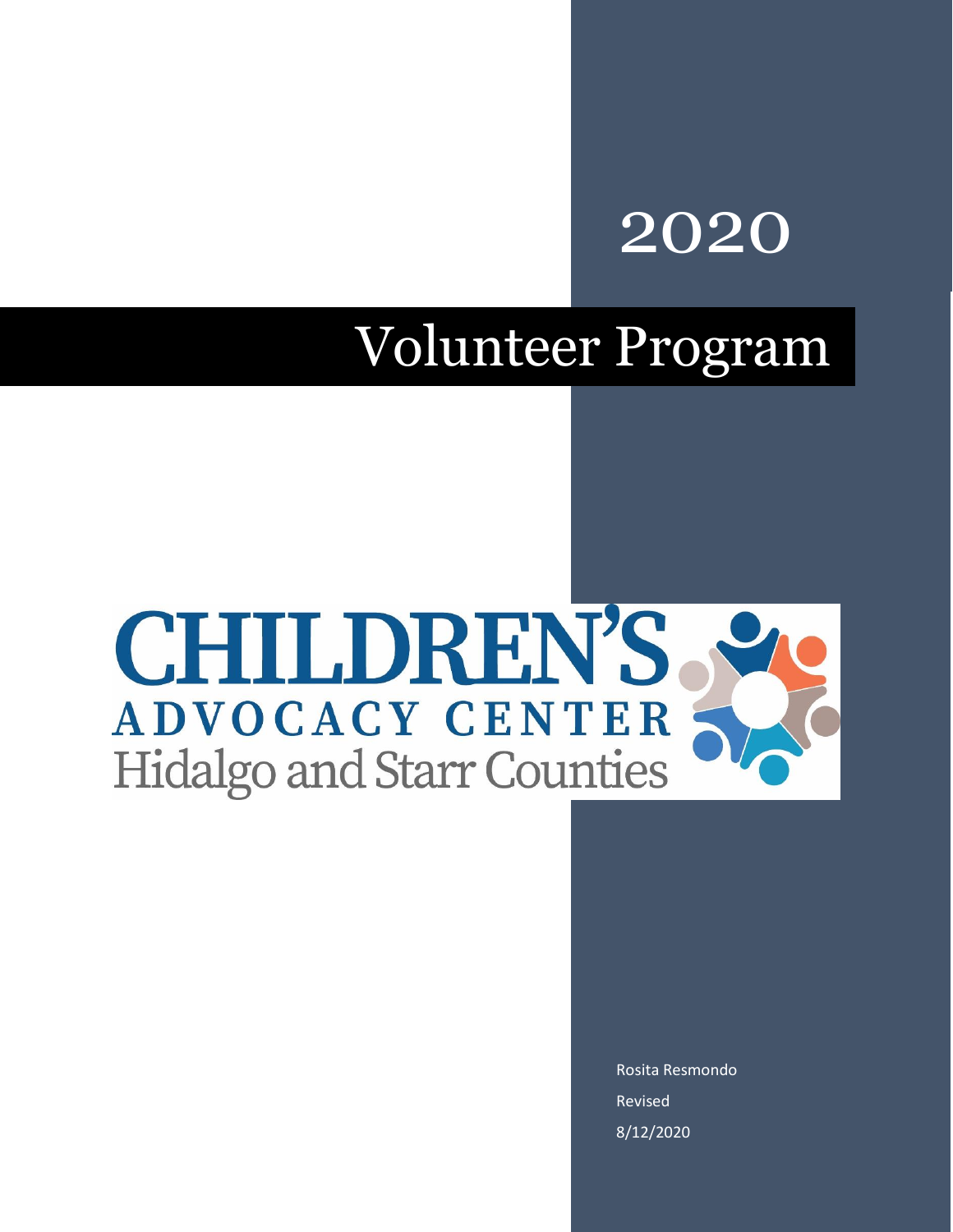# 2020

# Volunteer Program

**CHILDREN'S**
**ADVOCACY CENTER**
**Hidalgo and Starr Counties**

Rosita Resmondo

Revised

8/12/2020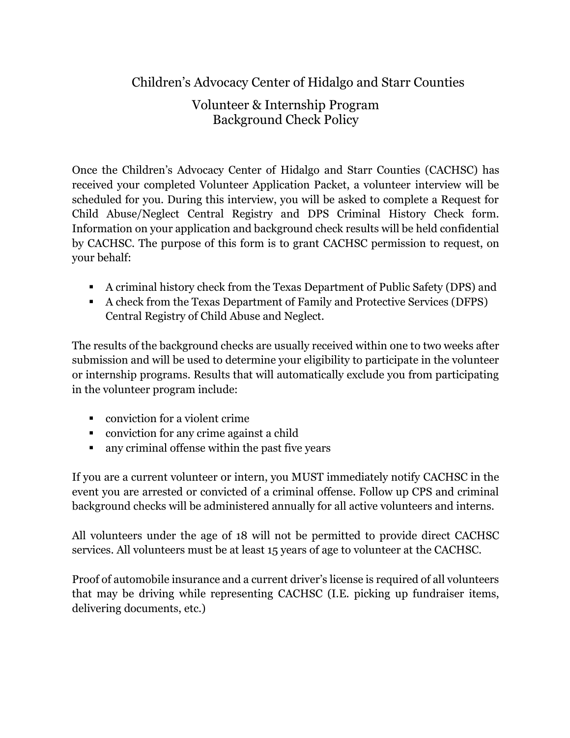# Children's Advocacy Center of Hidalgo and Starr Counties

## Volunteer & Internship Program
## Background Check Policy

Once the Children's Advocacy Center of Hidalgo and Starr Counties (CACHSC) has received your completed Volunteer Application Packet, a volunteer interview will be scheduled for you. During this interview, you will be asked to complete a Request for Child Abuse/Neglect Central Registry and DPS Criminal History Check form. Information on your application and background check results will be held confidential by CACHSC. The purpose of this form is to grant CACHSC permission to request, on your behalf:

- A criminal history check from the Texas Department of Public Safety (DPS) and
- A check from the Texas Department of Family and Protective Services (DFPS) Central Registry of Child Abuse and Neglect.

The results of the background checks are usually received within one to two weeks after submission and will be used to determine your eligibility to participate in the volunteer or internship programs. Results that will automatically exclude you from participating in the volunteer program include:

- conviction for a violent crime
- conviction for any crime against a child
- any criminal offense within the past five years

If you are a current volunteer or intern, you MUST immediately notify CACHSC in the event you are arrested or convicted of a criminal offense. Follow up CPS and criminal background checks will be administered annually for all active volunteers and interns.

All volunteers under the age of 18 will not be permitted to provide direct CACHSC services. All volunteers must be at least 15 years of age to volunteer at the CACHSC.

Proof of automobile insurance and a current driver's license is required of all volunteers that may be driving while representing CACHSC (I.E. picking up fundraiser items, delivering documents, etc.)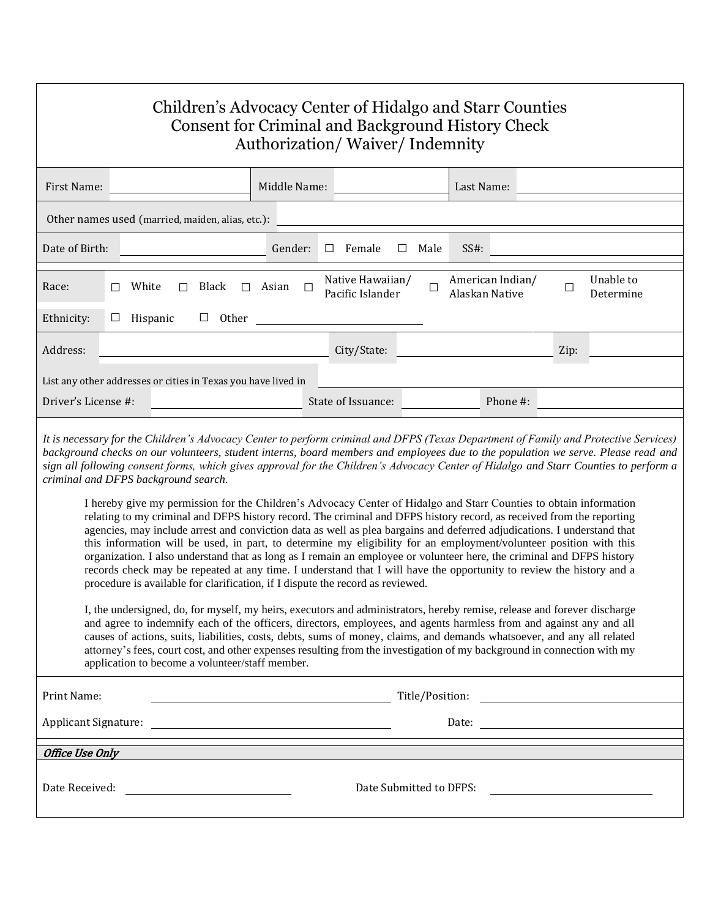# Children's Advocacy Center of Hidalgo and Starr Counties
## Consent for Criminal and Background History Check
## Authorization/ Waiver/ Indemnity

| First Name: | | Middle Name: | | Last Name: | |
|---|---|---|---|---|---|

Other names used (married, maiden, alias, etc.): ______________________

| Date of Birth: | | Gender: | ☐ Female ☐ Male | SS#: | |
|---|---|---|---|---|---|

Race: ☐ White ☐ Black ☐ Asian ☐ Native Hawaiian/ Pacific Islander ☐ American Indian/ Alaskan Native ☐ Unable to Determine

Ethnicity: ☐ Hispanic ☐ Other ______________________

| Address: | | City/State: | | Zip: | |
|---|---|---|---|---|---|

List any other addresses or cities in Texas you have lived in ______________________

| Driver's License #: | | State of Issuance: | | Phone #: | |
|---|---|---|---|---|---|

*It is necessary for the Children's Advocacy Center to perform criminal and DFPS (Texas Department of Family and Protective Services) background checks on our volunteers, student interns, board members and employees due to the population we serve. Please read and sign all following consent forms, which gives approval for the Children's Advocacy Center of Hidalgo and Starr Counties to perform a criminal and DFPS background search.*

I hereby give my permission for the Children's Advocacy Center of Hidalgo and Starr Counties to obtain information relating to my criminal and DFPS history record. The criminal and DFPS history record, as received from the reporting agencies, may include arrest and conviction data as well as plea bargains and deferred adjudications. I understand that this information will be used, in part, to determine my eligibility for an employment/volunteer position with this organization. I also understand that as long as I remain an employee or volunteer here, the criminal and DFPS history records check may be repeated at any time. I understand that I will have the opportunity to review the history and a procedure is available for clarification, if I dispute the record as reviewed.

I, the undersigned, do, for myself, my heirs, executors and administrators, hereby remise, release and forever discharge and agree to indemnify each of the officers, directors, employees, and agents harmless from and against any and all causes of actions, suits, liabilities, costs, debts, sums of money, claims, and demands whatsoever, and any all related attorney's fees, court cost, and other expenses resulting from the investigation of my background in connection with my application to become a volunteer/staff member.

| Print Name: | | Title/Position: | |
|---|---|---|---|
| Applicant Signature: | | Date: | |

***Office Use Only***

| Date Received: | | Date Submitted to DFPS: | |
|---|---|---|---|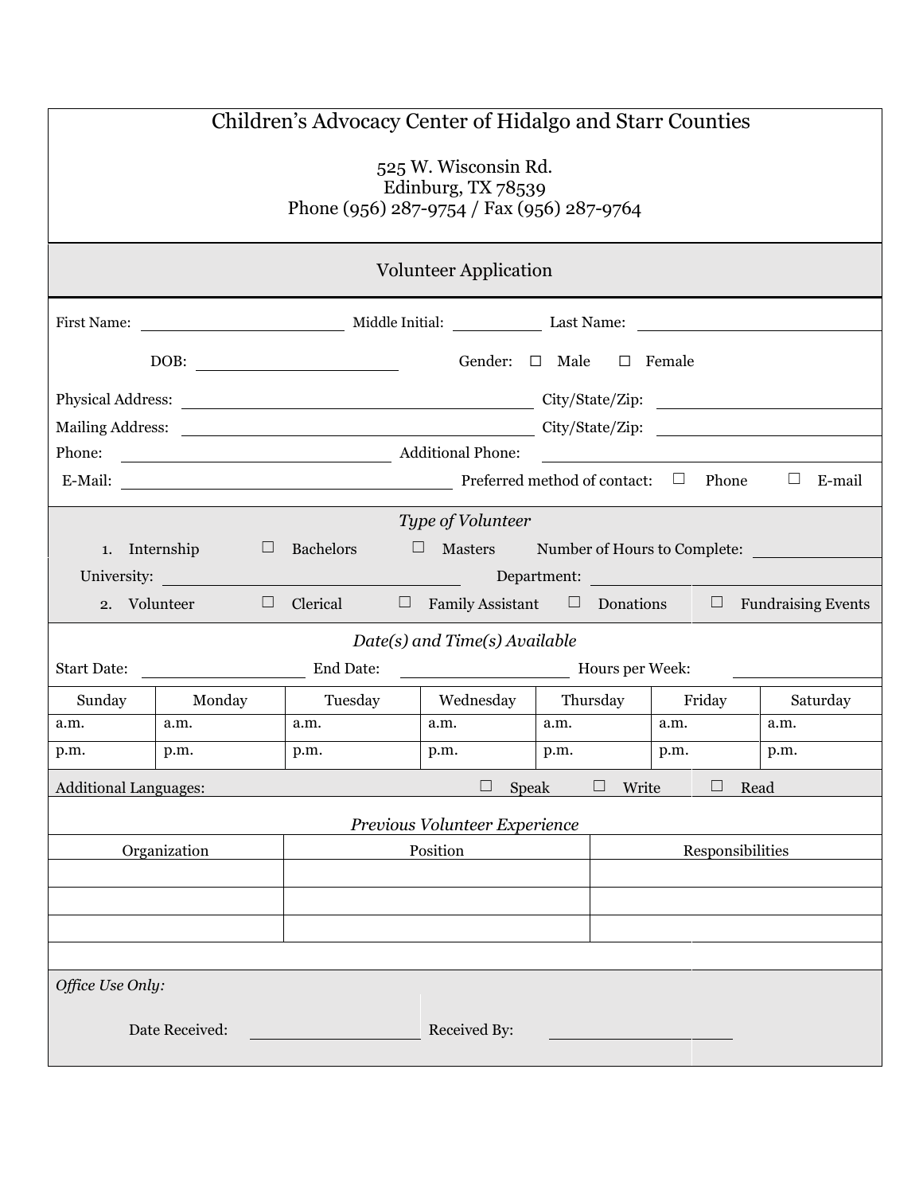# Children's Advocacy Center of Hidalgo and Starr Counties

525 W. Wisconsin Rd.
Edinburg, TX 78539
Phone (956) 287-9754 / Fax (956) 287-9764

## Volunteer Application

First Name: ____________ Middle Initial: ______ Last Name: ____________

DOB: ____________ Gender: ☐ Male ☐ Female

Physical Address: ____________ City/State/Zip: ____________

Mailing Address: ____________ City/State/Zip: ____________

Phone: ____________ Additional Phone: ____________

E-Mail: ____________ Preferred method of contact: ☐ Phone ☐ E-mail

### *Type of Volunteer*

1. Internship ☐ Bachelors ☐ Masters Number of Hours to Complete: ____________

   University: ____________ Department: ____________

2. Volunteer ☐ Clerical ☐ Family Assistant ☐ Donations ☐ Fundraising Events

### *Date(s) and Time(s) Available*

Start Date: ____________ End Date: ____________ Hours per Week: ____________

| Sunday | Monday | Tuesday | Wednesday | Thursday | Friday | Saturday |
|---|---|---|---|---|---|---|
| a.m. | a.m. | a.m. | a.m. | a.m. | a.m. | a.m. |
| p.m. | p.m. | p.m. | p.m. | p.m. | p.m. | p.m. |

Additional Languages: ☐ Speak ☐ Write ☐ Read

### *Previous Volunteer Experience*

| Organization | Position | Responsibilities |
|---|---|---|
| | | |
| | | |
| | | |

*Office Use Only:*

Date Received: ____________ Received By: ____________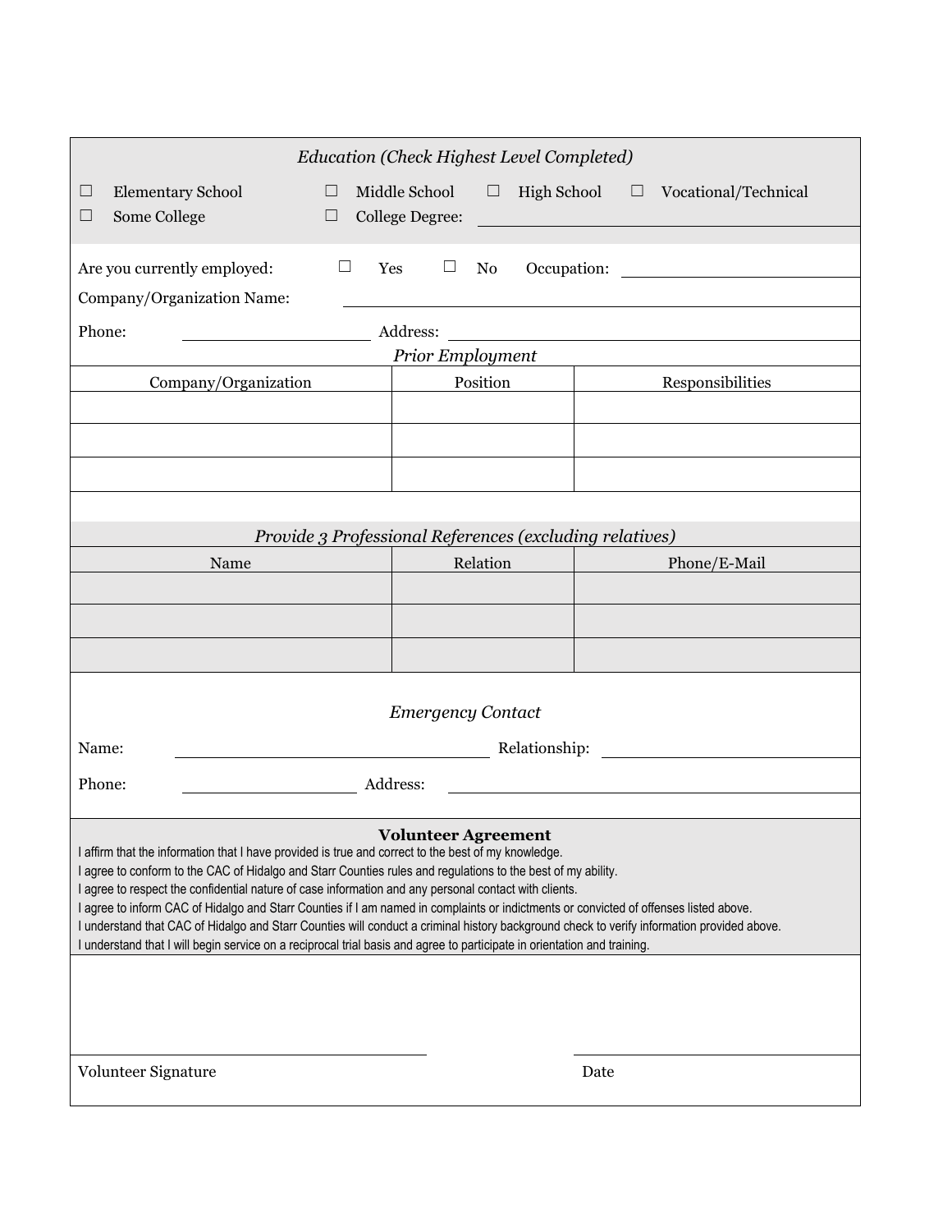*Education (Check Highest Level Completed)*

☐ Elementary School ☐ Middle School ☐ High School ☐ Vocational/Technical

☐ Some College ☐ College Degree: ______________________________

Are you currently employed: ☐ Yes ☐ No Occupation: ______________________

Company/Organization Name: ______________________________

Phone: ______________ Address: ______________________________

*Prior Employment*

| Company/Organization | Position | Responsibilities |
|---|---|---|
| | | |
| | | |
| | | |

*Provide 3 Professional References (excluding relatives)*

| Name | Relation | Phone/E-Mail |
|---|---|---|
| | | |
| | | |
| | | |

*Emergency Contact*

Name: ______________________ Relationship: ______________________

Phone: ______________ Address: ______________________________

**Volunteer Agreement**

I affirm that the information that I have provided is true and correct to the best of my knowledge.
I agree to conform to the CAC of Hidalgo and Starr Counties rules and regulations to the best of my ability.
I agree to respect the confidential nature of case information and any personal contact with clients.
I agree to inform CAC of Hidalgo and Starr Counties if I am named in complaints or indictments or convicted of offenses listed above.
I understand that CAC of Hidalgo and Starr Counties will conduct a criminal history background check to verify information provided above.
I understand that I will begin service on a reciprocal trial basis and agree to participate in orientation and training.

______________________________ ______________________

Volunteer Signature Date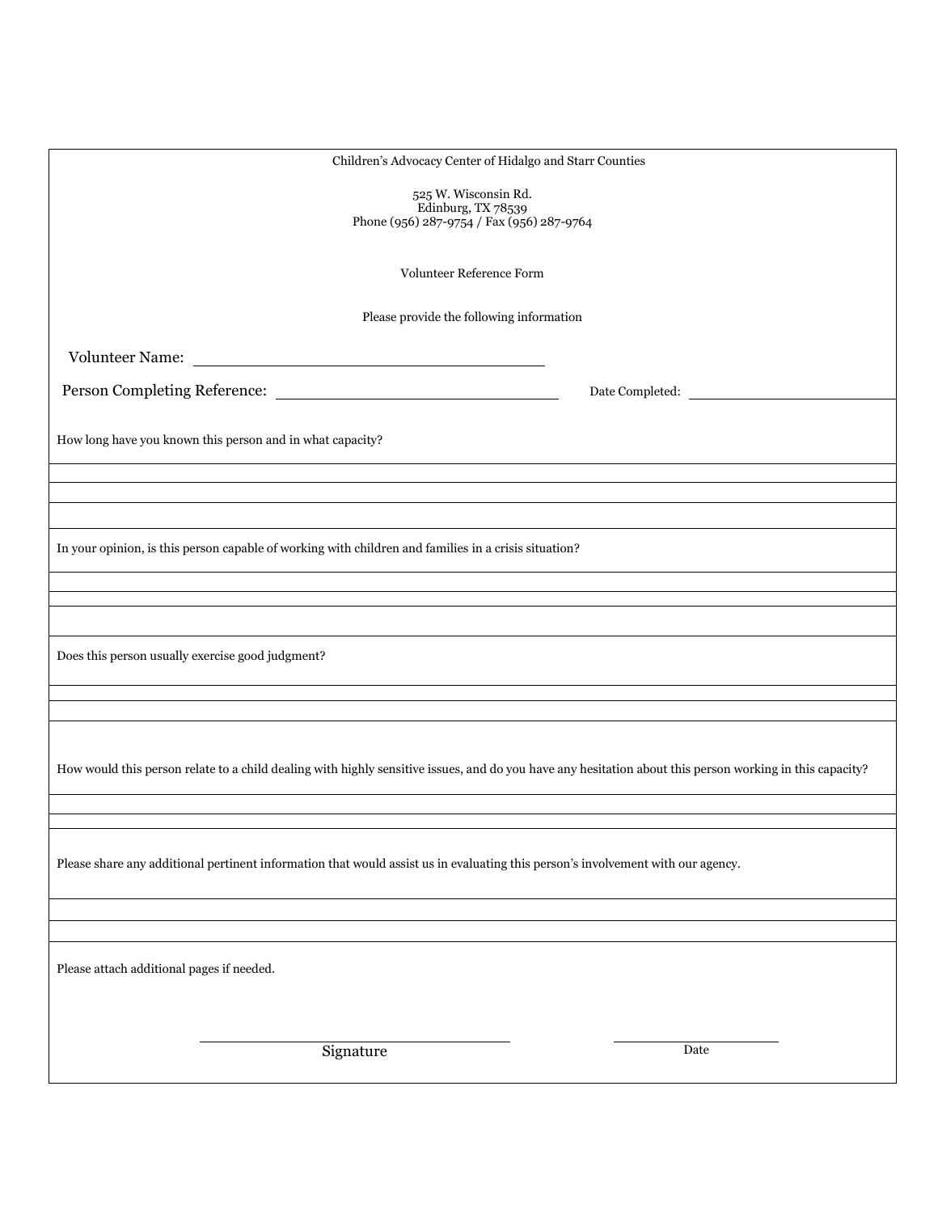Children's Advocacy Center of Hidalgo and Starr Counties

525 W. Wisconsin Rd.
Edinburg, TX 78539
Phone (956) 287-9754 / Fax (956) 287-9764

Volunteer Reference Form

Please provide the following information

Volunteer Name: ______________________________

Person Completing Reference: ______________________________ Date Completed: ____________________

How long have you known this person and in what capacity?

In your opinion, is this person capable of working with children and families in a crisis situation?

Does this person usually exercise good judgment?

How would this person relate to a child dealing with highly sensitive issues, and do you have any hesitation about this person working in this capacity?

Please share any additional pertinent information that would assist us in evaluating this person's involvement with our agency.

Please attach additional pages if needed.

______________________________ Signature

____________________ Date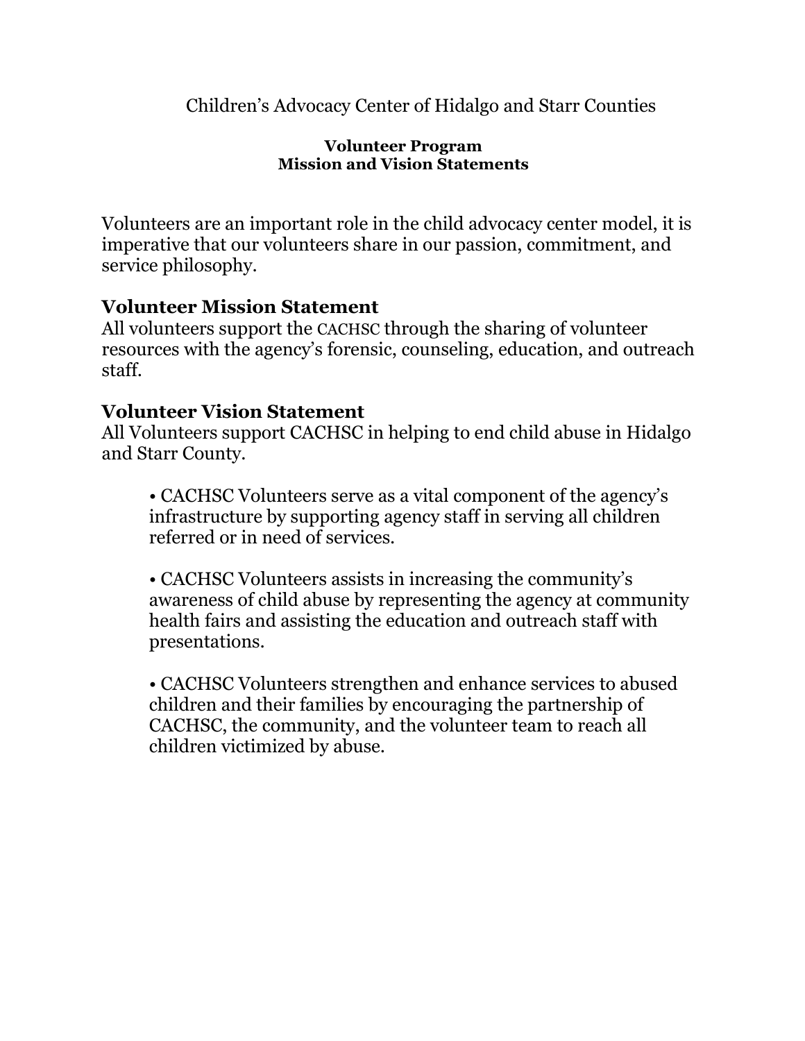Children's Advocacy Center of Hidalgo and Starr Counties

**Volunteer Program**
**Mission and Vision Statements**

Volunteers are an important role in the child advocacy center model, it is imperative that our volunteers share in our passion, commitment, and service philosophy.

## Volunteer Mission Statement

All volunteers support the CACHSC through the sharing of volunteer resources with the agency's forensic, counseling, education, and outreach staff.

## Volunteer Vision Statement

All Volunteers support CACHSC in helping to end child abuse in Hidalgo and Starr County.

- CACHSC Volunteers serve as a vital component of the agency's infrastructure by supporting agency staff in serving all children referred or in need of services.

- CACHSC Volunteers assists in increasing the community's awareness of child abuse by representing the agency at community health fairs and assisting the education and outreach staff with presentations.

- CACHSC Volunteers strengthen and enhance services to abused children and their families by encouraging the partnership of CACHSC, the community, and the volunteer team to reach all children victimized by abuse.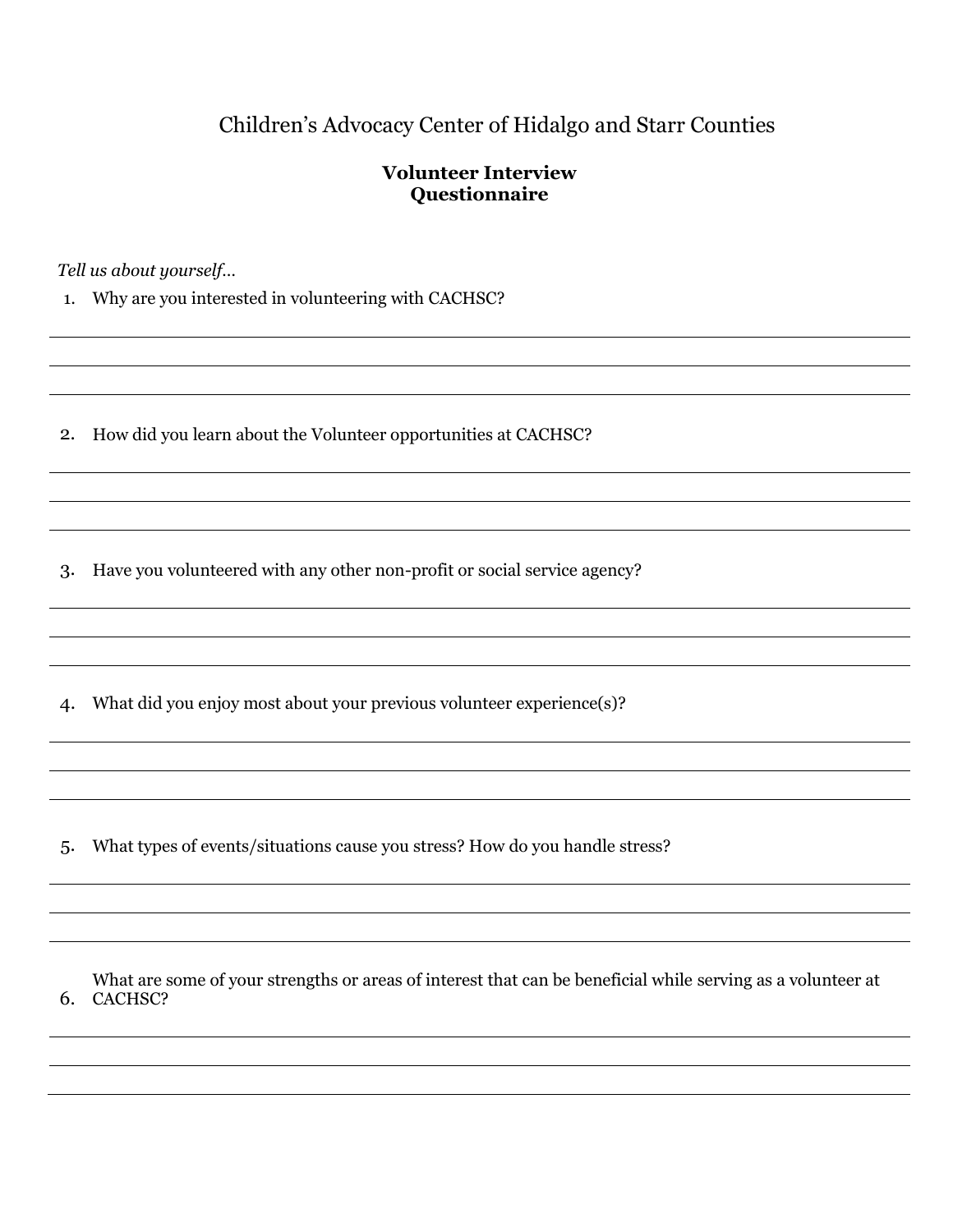# Children's Advocacy Center of Hidalgo and Starr Counties

## Volunteer Interview Questionnaire

*Tell us about yourself…*

1. Why are you interested in volunteering with CACHSC?

___

___

___

2. How did you learn about the Volunteer opportunities at CACHSC?

___

___

___

3. Have you volunteered with any other non-profit or social service agency?

___

___

___

4. What did you enjoy most about your previous volunteer experience(s)?

___

___

___

5. What types of events/situations cause you stress? How do you handle stress?

___

___

___

6. What are some of your strengths or areas of interest that can be beneficial while serving as a volunteer at CACHSC?

___

___

___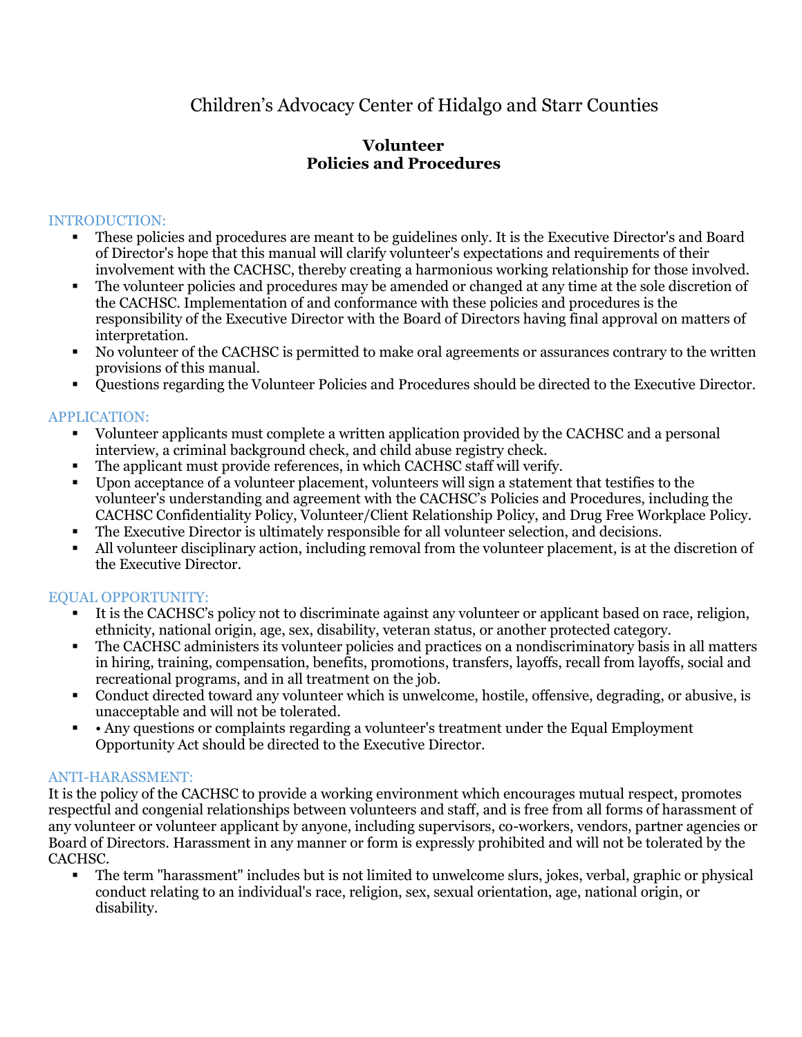# Children's Advocacy Center of Hidalgo and Starr Counties

## Volunteer Policies and Procedures

### INTRODUCTION:

- These policies and procedures are meant to be guidelines only. It is the Executive Director's and Board of Director's hope that this manual will clarify volunteer's expectations and requirements of their involvement with the CACHSC, thereby creating a harmonious working relationship for those involved.
- The volunteer policies and procedures may be amended or changed at any time at the sole discretion of the CACHSC. Implementation of and conformance with these policies and procedures is the responsibility of the Executive Director with the Board of Directors having final approval on matters of interpretation.
- No volunteer of the CACHSC is permitted to make oral agreements or assurances contrary to the written provisions of this manual.
- Questions regarding the Volunteer Policies and Procedures should be directed to the Executive Director.

### APPLICATION:

- Volunteer applicants must complete a written application provided by the CACHSC and a personal interview, a criminal background check, and child abuse registry check.
- The applicant must provide references, in which CACHSC staff will verify.
- Upon acceptance of a volunteer placement, volunteers will sign a statement that testifies to the volunteer's understanding and agreement with the CACHSC's Policies and Procedures, including the CACHSC Confidentiality Policy, Volunteer/Client Relationship Policy, and Drug Free Workplace Policy.
- The Executive Director is ultimately responsible for all volunteer selection, and decisions.
- All volunteer disciplinary action, including removal from the volunteer placement, is at the discretion of the Executive Director.

### EQUAL OPPORTUNITY:

- It is the CACHSC's policy not to discriminate against any volunteer or applicant based on race, religion, ethnicity, national origin, age, sex, disability, veteran status, or another protected category.
- The CACHSC administers its volunteer policies and practices on a nondiscriminatory basis in all matters in hiring, training, compensation, benefits, promotions, transfers, layoffs, recall from layoffs, social and recreational programs, and in all treatment on the job.
- Conduct directed toward any volunteer which is unwelcome, hostile, offensive, degrading, or abusive, is unacceptable and will not be tolerated.
- • Any questions or complaints regarding a volunteer's treatment under the Equal Employment Opportunity Act should be directed to the Executive Director.

### ANTI-HARASSMENT:

It is the policy of the CACHSC to provide a working environment which encourages mutual respect, promotes respectful and congenial relationships between volunteers and staff, and is free from all forms of harassment of any volunteer or volunteer applicant by anyone, including supervisors, co-workers, vendors, partner agencies or Board of Directors. Harassment in any manner or form is expressly prohibited and will not be tolerated by the CACHSC.

- The term "harassment" includes but is not limited to unwelcome slurs, jokes, verbal, graphic or physical conduct relating to an individual's race, religion, sex, sexual orientation, age, national origin, or disability.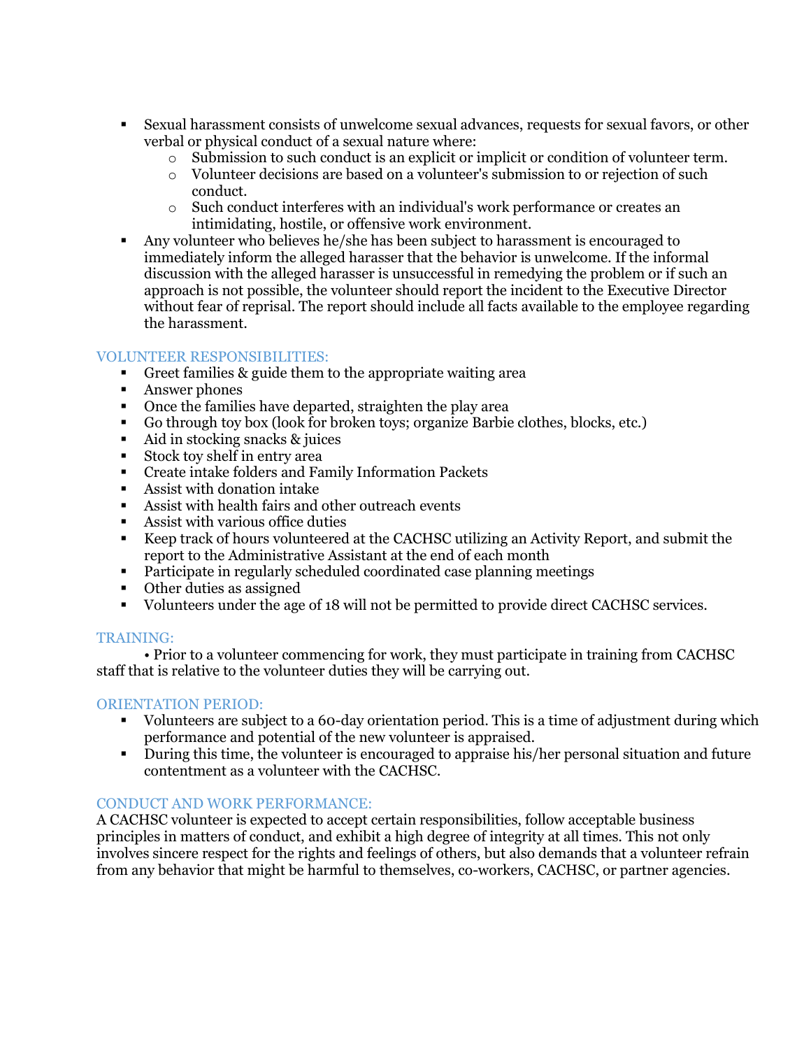- Sexual harassment consists of unwelcome sexual advances, requests for sexual favors, or other verbal or physical conduct of a sexual nature where:
  - Submission to such conduct is an explicit or implicit or condition of volunteer term.
  - Volunteer decisions are based on a volunteer's submission to or rejection of such conduct.
  - Such conduct interferes with an individual's work performance or creates an intimidating, hostile, or offensive work environment.
- Any volunteer who believes he/she has been subject to harassment is encouraged to immediately inform the alleged harasser that the behavior is unwelcome. If the informal discussion with the alleged harasser is unsuccessful in remedying the problem or if such an approach is not possible, the volunteer should report the incident to the Executive Director without fear of reprisal. The report should include all facts available to the employee regarding the harassment.

## VOLUNTEER RESPONSIBILITIES:

- Greet families & guide them to the appropriate waiting area
- Answer phones
- Once the families have departed, straighten the play area
- Go through toy box (look for broken toys; organize Barbie clothes, blocks, etc.)
- Aid in stocking snacks & juices
- Stock toy shelf in entry area
- Create intake folders and Family Information Packets
- Assist with donation intake
- Assist with health fairs and other outreach events
- Assist with various office duties
- Keep track of hours volunteered at the CACHSC utilizing an Activity Report, and submit the report to the Administrative Assistant at the end of each month
- Participate in regularly scheduled coordinated case planning meetings
- Other duties as assigned
- Volunteers under the age of 18 will not be permitted to provide direct CACHSC services.

## TRAINING:

• Prior to a volunteer commencing for work, they must participate in training from CACHSC staff that is relative to the volunteer duties they will be carrying out.

## ORIENTATION PERIOD:

- Volunteers are subject to a 60-day orientation period. This is a time of adjustment during which performance and potential of the new volunteer is appraised.
- During this time, the volunteer is encouraged to appraise his/her personal situation and future contentment as a volunteer with the CACHSC.

## CONDUCT AND WORK PERFORMANCE:

A CACHSC volunteer is expected to accept certain responsibilities, follow acceptable business principles in matters of conduct, and exhibit a high degree of integrity at all times. This not only involves sincere respect for the rights and feelings of others, but also demands that a volunteer refrain from any behavior that might be harmful to themselves, co-workers, CACHSC, or partner agencies.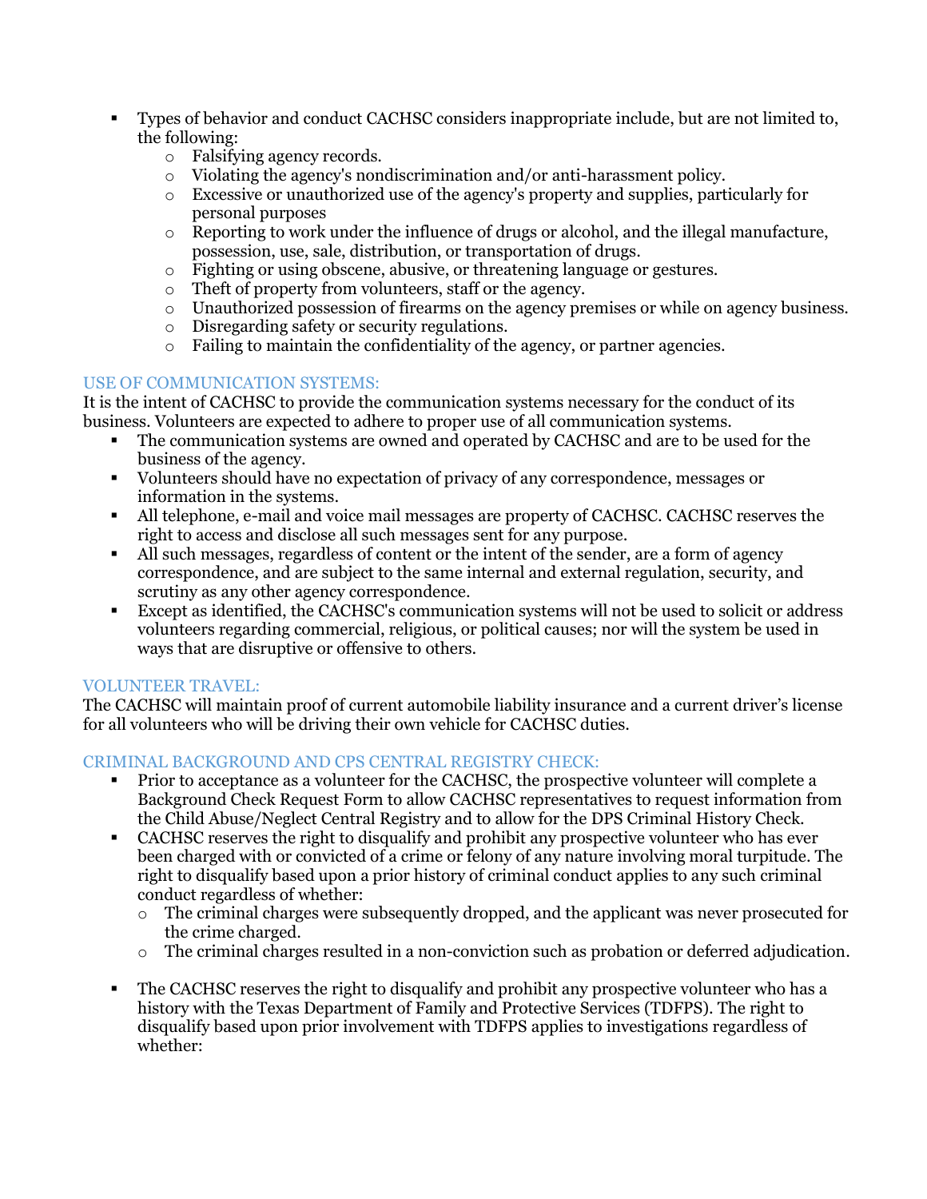- Types of behavior and conduct CACHSC considers inappropriate include, but are not limited to, the following:
  - Falsifying agency records.
  - Violating the agency's nondiscrimination and/or anti-harassment policy.
  - Excessive or unauthorized use of the agency's property and supplies, particularly for personal purposes
  - Reporting to work under the influence of drugs or alcohol, and the illegal manufacture, possession, use, sale, distribution, or transportation of drugs.
  - Fighting or using obscene, abusive, or threatening language or gestures.
  - Theft of property from volunteers, staff or the agency.
  - Unauthorized possession of firearms on the agency premises or while on agency business.
  - Disregarding safety or security regulations.
  - Failing to maintain the confidentiality of the agency, or partner agencies.

### USE OF COMMUNICATION SYSTEMS:

It is the intent of CACHSC to provide the communication systems necessary for the conduct of its business. Volunteers are expected to adhere to proper use of all communication systems.

- The communication systems are owned and operated by CACHSC and are to be used for the business of the agency.
- Volunteers should have no expectation of privacy of any correspondence, messages or information in the systems.
- All telephone, e-mail and voice mail messages are property of CACHSC. CACHSC reserves the right to access and disclose all such messages sent for any purpose.
- All such messages, regardless of content or the intent of the sender, are a form of agency correspondence, and are subject to the same internal and external regulation, security, and scrutiny as any other agency correspondence.
- Except as identified, the CACHSC's communication systems will not be used to solicit or address volunteers regarding commercial, religious, or political causes; nor will the system be used in ways that are disruptive or offensive to others.

### VOLUNTEER TRAVEL:

The CACHSC will maintain proof of current automobile liability insurance and a current driver's license for all volunteers who will be driving their own vehicle for CACHSC duties.

### CRIMINAL BACKGROUND AND CPS CENTRAL REGISTRY CHECK:

- Prior to acceptance as a volunteer for the CACHSC, the prospective volunteer will complete a Background Check Request Form to allow CACHSC representatives to request information from the Child Abuse/Neglect Central Registry and to allow for the DPS Criminal History Check.
- CACHSC reserves the right to disqualify and prohibit any prospective volunteer who has ever been charged with or convicted of a crime or felony of any nature involving moral turpitude. The right to disqualify based upon a prior history of criminal conduct applies to any such criminal conduct regardless of whether:
  - The criminal charges were subsequently dropped, and the applicant was never prosecuted for the crime charged.
  - The criminal charges resulted in a non-conviction such as probation or deferred adjudication.
- The CACHSC reserves the right to disqualify and prohibit any prospective volunteer who has a history with the Texas Department of Family and Protective Services (TDFPS). The right to disqualify based upon prior involvement with TDFPS applies to investigations regardless of whether: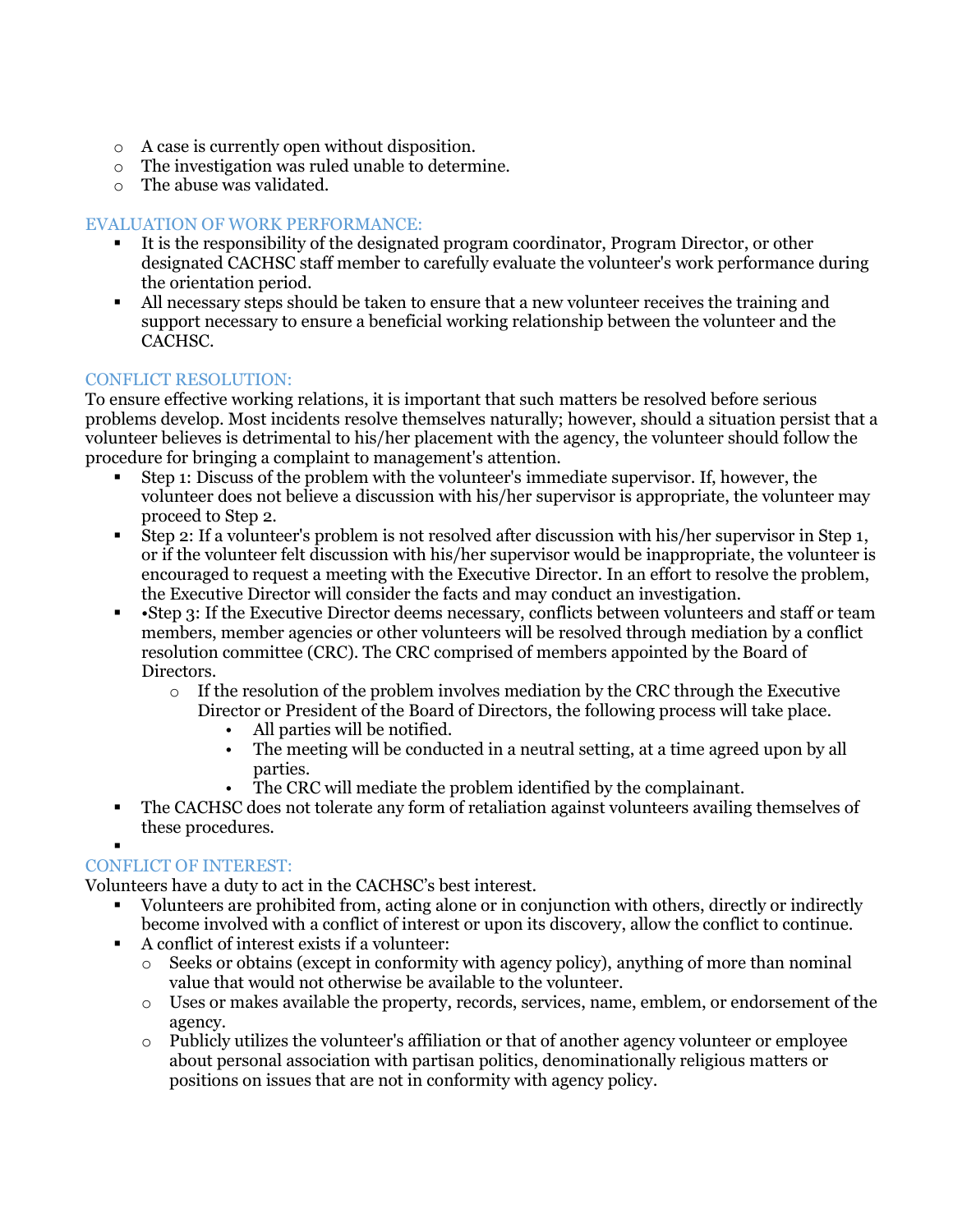- A case is currently open without disposition.
- The investigation was ruled unable to determine.
- The abuse was validated.

## EVALUATION OF WORK PERFORMANCE:

- It is the responsibility of the designated program coordinator, Program Director, or other designated CACHSC staff member to carefully evaluate the volunteer's work performance during the orientation period.
- All necessary steps should be taken to ensure that a new volunteer receives the training and support necessary to ensure a beneficial working relationship between the volunteer and the CACHSC.

## CONFLICT RESOLUTION:

To ensure effective working relations, it is important that such matters be resolved before serious problems develop. Most incidents resolve themselves naturally; however, should a situation persist that a volunteer believes is detrimental to his/her placement with the agency, the volunteer should follow the procedure for bringing a complaint to management's attention.

- Step 1: Discuss of the problem with the volunteer's immediate supervisor. If, however, the volunteer does not believe a discussion with his/her supervisor is appropriate, the volunteer may proceed to Step 2.
- Step 2: If a volunteer's problem is not resolved after discussion with his/her supervisor in Step 1, or if the volunteer felt discussion with his/her supervisor would be inappropriate, the volunteer is encouraged to request a meeting with the Executive Director. In an effort to resolve the problem, the Executive Director will consider the facts and may conduct an investigation.
- •Step 3: If the Executive Director deems necessary, conflicts between volunteers and staff or team members, member agencies or other volunteers will be resolved through mediation by a conflict resolution committee (CRC). The CRC comprised of members appointed by the Board of Directors.
  - If the resolution of the problem involves mediation by the CRC through the Executive Director or President of the Board of Directors, the following process will take place.
    - All parties will be notified.
    - The meeting will be conducted in a neutral setting, at a time agreed upon by all parties.
    - The CRC will mediate the problem identified by the complainant.
- The CACHSC does not tolerate any form of retaliation against volunteers availing themselves of these procedures.

## CONFLICT OF INTEREST:

Volunteers have a duty to act in the CACHSC's best interest.

- Volunteers are prohibited from, acting alone or in conjunction with others, directly or indirectly become involved with a conflict of interest or upon its discovery, allow the conflict to continue.
- A conflict of interest exists if a volunteer:
  - Seeks or obtains (except in conformity with agency policy), anything of more than nominal value that would not otherwise be available to the volunteer.
  - Uses or makes available the property, records, services, name, emblem, or endorsement of the agency.
  - Publicly utilizes the volunteer's affiliation or that of another agency volunteer or employee about personal association with partisan politics, denominationally religious matters or positions on issues that are not in conformity with agency policy.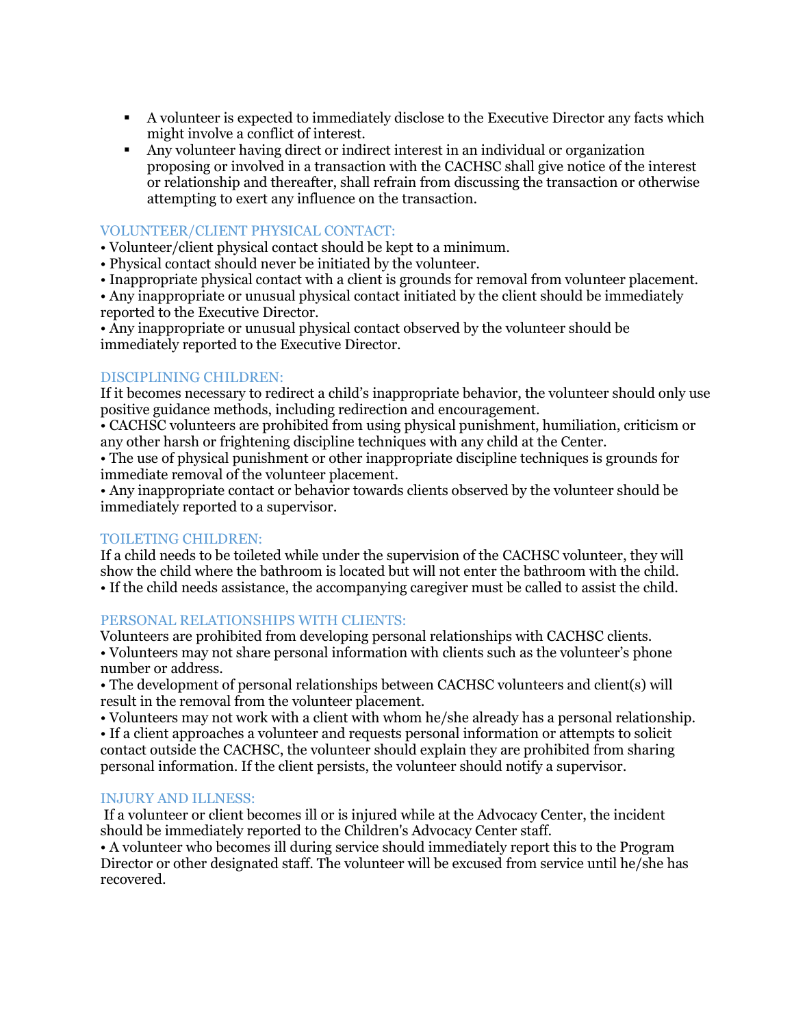- A volunteer is expected to immediately disclose to the Executive Director any facts which might involve a conflict of interest.
- Any volunteer having direct or indirect interest in an individual or organization proposing or involved in a transaction with the CACHSC shall give notice of the interest or relationship and thereafter, shall refrain from discussing the transaction or otherwise attempting to exert any influence on the transaction.

## VOLUNTEER/CLIENT PHYSICAL CONTACT:

- Volunteer/client physical contact should be kept to a minimum.
- Physical contact should never be initiated by the volunteer.
- Inappropriate physical contact with a client is grounds for removal from volunteer placement.
- Any inappropriate or unusual physical contact initiated by the client should be immediately reported to the Executive Director.
- Any inappropriate or unusual physical contact observed by the volunteer should be immediately reported to the Executive Director.

## DISCIPLINING CHILDREN:

If it becomes necessary to redirect a child's inappropriate behavior, the volunteer should only use positive guidance methods, including redirection and encouragement.

- CACHSC volunteers are prohibited from using physical punishment, humiliation, criticism or any other harsh or frightening discipline techniques with any child at the Center.
- The use of physical punishment or other inappropriate discipline techniques is grounds for immediate removal of the volunteer placement.
- Any inappropriate contact or behavior towards clients observed by the volunteer should be immediately reported to a supervisor.

## TOILETING CHILDREN:

If a child needs to be toileted while under the supervision of the CACHSC volunteer, they will show the child where the bathroom is located but will not enter the bathroom with the child.

- If the child needs assistance, the accompanying caregiver must be called to assist the child.

## PERSONAL RELATIONSHIPS WITH CLIENTS:

Volunteers are prohibited from developing personal relationships with CACHSC clients.

- Volunteers may not share personal information with clients such as the volunteer's phone number or address.
- The development of personal relationships between CACHSC volunteers and client(s) will result in the removal from the volunteer placement.
- Volunteers may not work with a client with whom he/she already has a personal relationship.
- If a client approaches a volunteer and requests personal information or attempts to solicit contact outside the CACHSC, the volunteer should explain they are prohibited from sharing personal information. If the client persists, the volunteer should notify a supervisor.

## INJURY AND ILLNESS:

If a volunteer or client becomes ill or is injured while at the Advocacy Center, the incident should be immediately reported to the Children's Advocacy Center staff.

- A volunteer who becomes ill during service should immediately report this to the Program Director or other designated staff. The volunteer will be excused from service until he/she has recovered.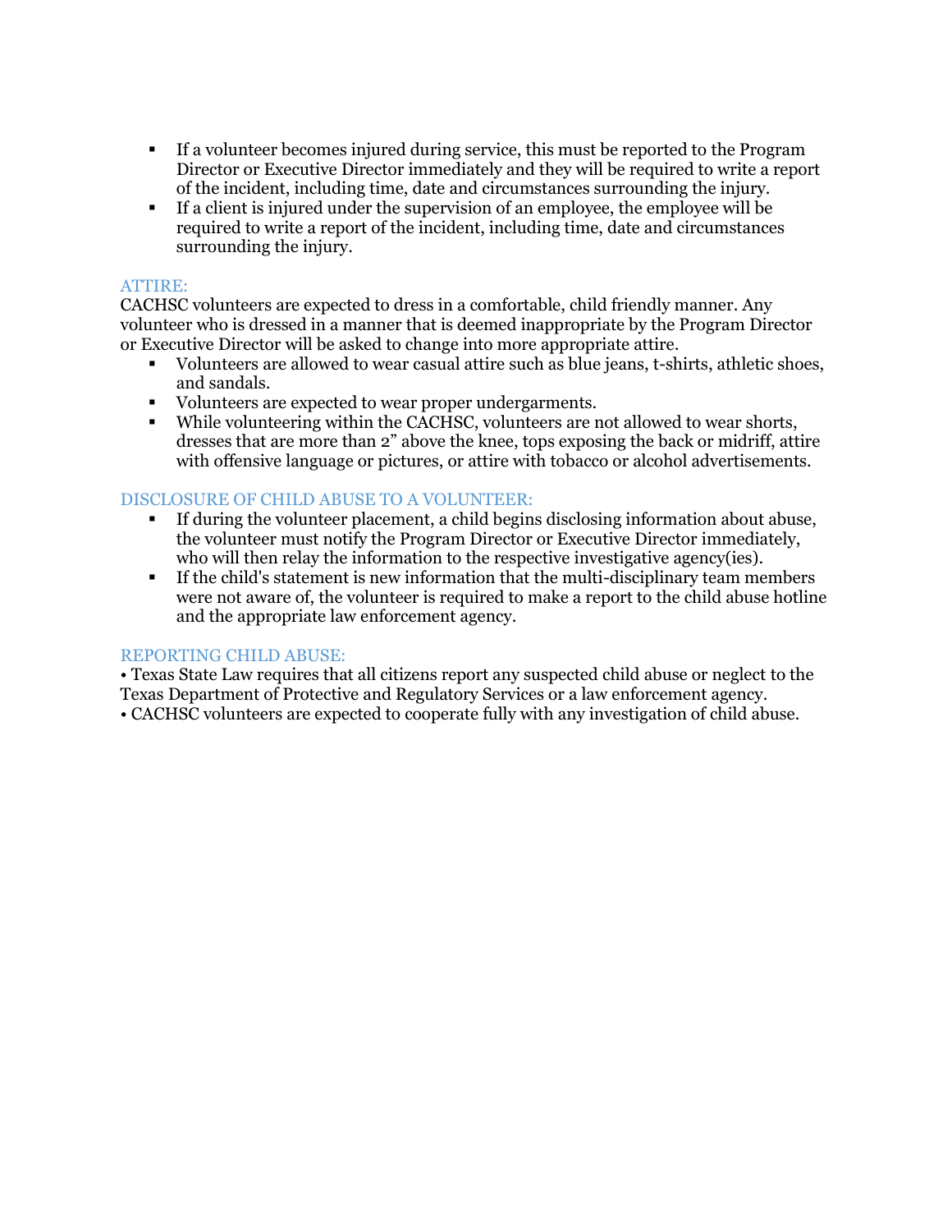- If a volunteer becomes injured during service, this must be reported to the Program Director or Executive Director immediately and they will be required to write a report of the incident, including time, date and circumstances surrounding the injury.
- If a client is injured under the supervision of an employee, the employee will be required to write a report of the incident, including time, date and circumstances surrounding the injury.

## ATTIRE:

CACHSC volunteers are expected to dress in a comfortable, child friendly manner. Any volunteer who is dressed in a manner that is deemed inappropriate by the Program Director or Executive Director will be asked to change into more appropriate attire.

- Volunteers are allowed to wear casual attire such as blue jeans, t-shirts, athletic shoes, and sandals.
- Volunteers are expected to wear proper undergarments.
- While volunteering within the CACHSC, volunteers are not allowed to wear shorts, dresses that are more than 2" above the knee, tops exposing the back or midriff, attire with offensive language or pictures, or attire with tobacco or alcohol advertisements.

## DISCLOSURE OF CHILD ABUSE TO A VOLUNTEER:

- If during the volunteer placement, a child begins disclosing information about abuse, the volunteer must notify the Program Director or Executive Director immediately, who will then relay the information to the respective investigative agency(ies).
- If the child's statement is new information that the multi-disciplinary team members were not aware of, the volunteer is required to make a report to the child abuse hotline and the appropriate law enforcement agency.

## REPORTING CHILD ABUSE:

• Texas State Law requires that all citizens report any suspected child abuse or neglect to the Texas Department of Protective and Regulatory Services or a law enforcement agency.
• CACHSC volunteers are expected to cooperate fully with any investigation of child abuse.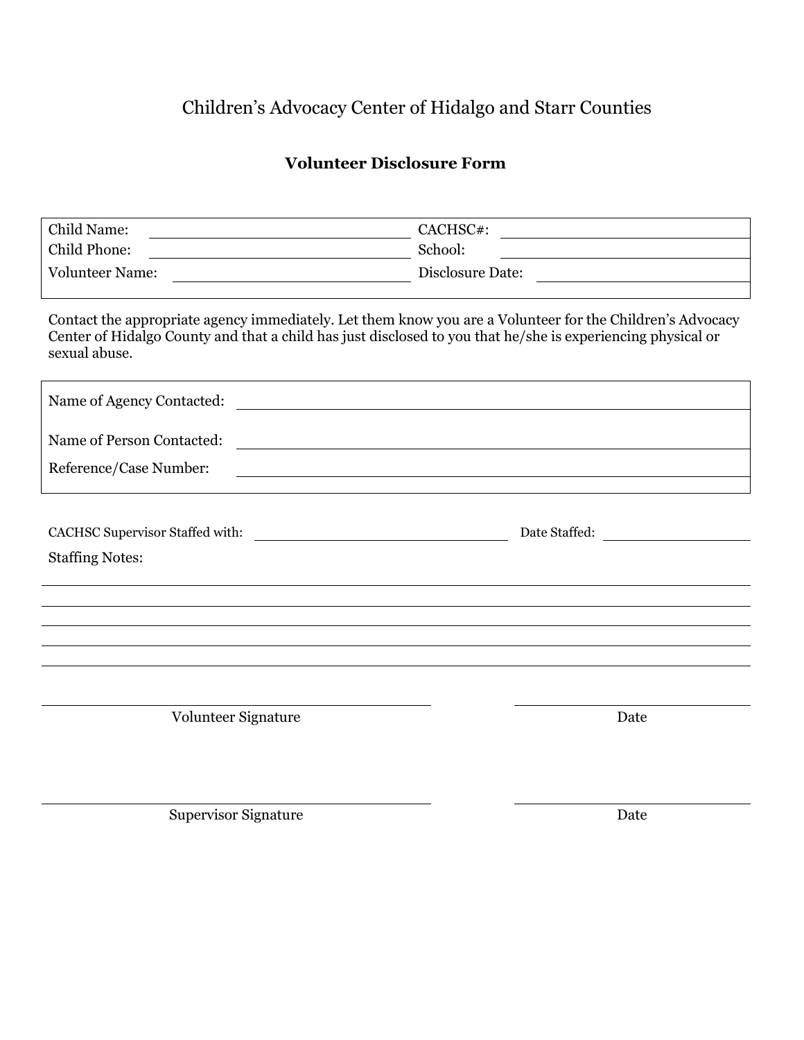# Children's Advocacy Center of Hidalgo and Starr Counties

## Volunteer Disclosure Form

| | | | |
|---|---|---|---|
| Child Name: | ______________________ | CACHSC#: | ______________________ |
| Child Phone: | ______________________ | School: | ______________________ |
| Volunteer Name: | ______________________ | Disclosure Date: | ______________________ |

Contact the appropriate agency immediately. Let them know you are a Volunteer for the Children's Advocacy Center of Hidalgo County and that a child has just disclosed to you that he/she is experiencing physical or sexual abuse.

| | |
|---|---|
| Name of Agency Contacted: | ______________________________ |
| Name of Person Contacted: | ______________________________ |
| Reference/Case Number: | ______________________________ |

CACHSC Supervisor Staffed with: ______________________ Date Staffed: ______________

Staffing Notes:

______________________________________________________________________

______________________________________________________________________

______________________________________________________________________

______________________________________________________________________

______________________________________________________________________

______________________________ ______________

Volunteer Signature Date

______________________________ ______________

Supervisor Signature Date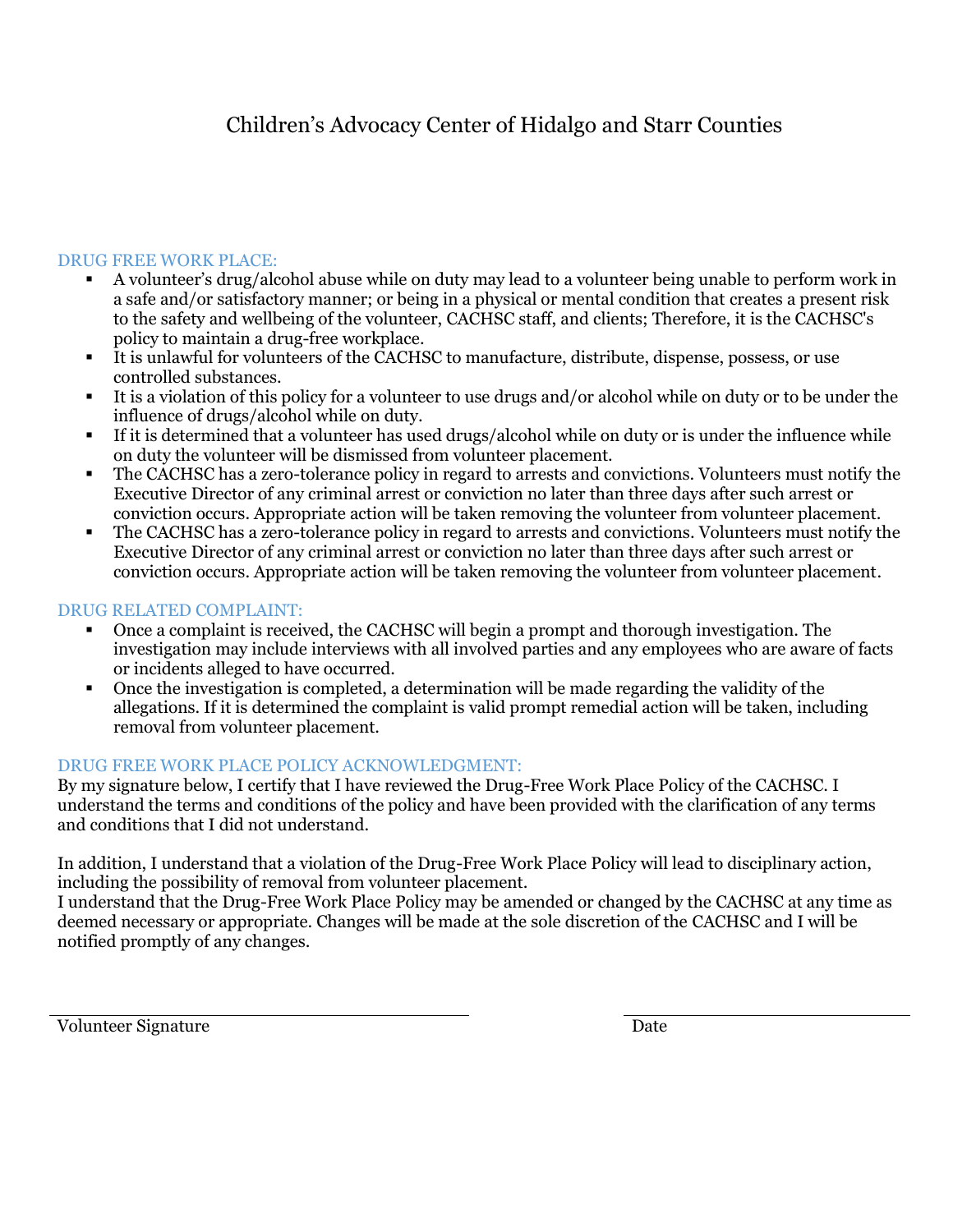# Children's Advocacy Center of Hidalgo and Starr Counties

## DRUG FREE WORK PLACE:

- A volunteer's drug/alcohol abuse while on duty may lead to a volunteer being unable to perform work in a safe and/or satisfactory manner; or being in a physical or mental condition that creates a present risk to the safety and wellbeing of the volunteer, CACHSC staff, and clients; Therefore, it is the CACHSC's policy to maintain a drug-free workplace.
- It is unlawful for volunteers of the CACHSC to manufacture, distribute, dispense, possess, or use controlled substances.
- It is a violation of this policy for a volunteer to use drugs and/or alcohol while on duty or to be under the influence of drugs/alcohol while on duty.
- If it is determined that a volunteer has used drugs/alcohol while on duty or is under the influence while on duty the volunteer will be dismissed from volunteer placement.
- The CACHSC has a zero-tolerance policy in regard to arrests and convictions. Volunteers must notify the Executive Director of any criminal arrest or conviction no later than three days after such arrest or conviction occurs. Appropriate action will be taken removing the volunteer from volunteer placement.
- The CACHSC has a zero-tolerance policy in regard to arrests and convictions. Volunteers must notify the Executive Director of any criminal arrest or conviction no later than three days after such arrest or conviction occurs. Appropriate action will be taken removing the volunteer from volunteer placement.

## DRUG RELATED COMPLAINT:

- Once a complaint is received, the CACHSC will begin a prompt and thorough investigation. The investigation may include interviews with all involved parties and any employees who are aware of facts or incidents alleged to have occurred.
- Once the investigation is completed, a determination will be made regarding the validity of the allegations. If it is determined the complaint is valid prompt remedial action will be taken, including removal from volunteer placement.

## DRUG FREE WORK PLACE POLICY ACKNOWLEDGMENT:

By my signature below, I certify that I have reviewed the Drug-Free Work Place Policy of the CACHSC. I understand the terms and conditions of the policy and have been provided with the clarification of any terms and conditions that I did not understand.

In addition, I understand that a violation of the Drug-Free Work Place Policy will lead to disciplinary action, including the possibility of removal from volunteer placement.
I understand that the Drug-Free Work Place Policy may be amended or changed by the CACHSC at any time as deemed necessary or appropriate. Changes will be made at the sole discretion of the CACHSC and I will be notified promptly of any changes.

_______________________________ _______________________

Volunteer Signature Date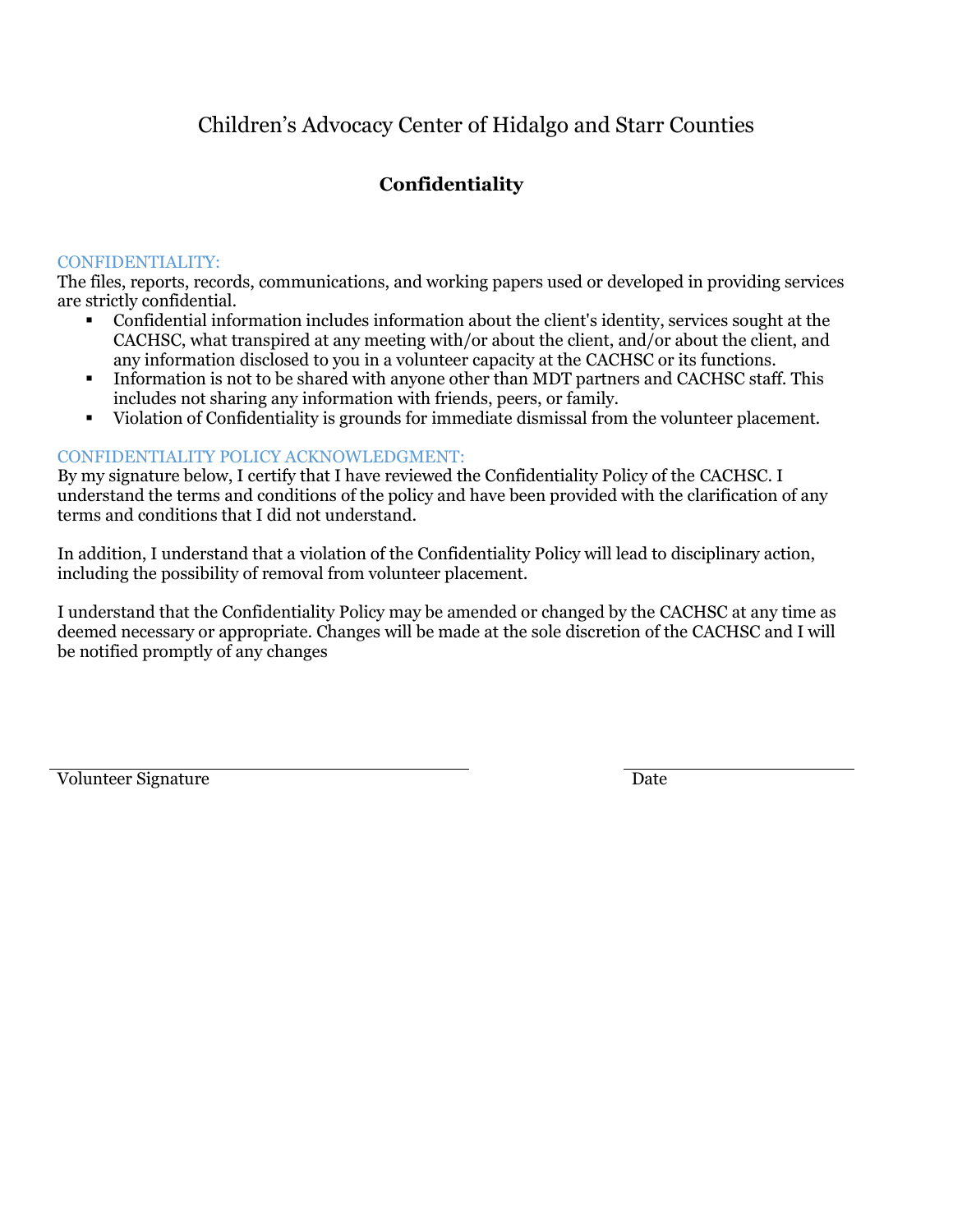# Children's Advocacy Center of Hidalgo and Starr Counties

## Confidentiality

### CONFIDENTIALITY:

The files, reports, records, communications, and working papers used or developed in providing services are strictly confidential.

- Confidential information includes information about the client's identity, services sought at the CACHSC, what transpired at any meeting with/or about the client, and/or about the client, and any information disclosed to you in a volunteer capacity at the CACHSC or its functions.
- Information is not to be shared with anyone other than MDT partners and CACHSC staff. This includes not sharing any information with friends, peers, or family.
- Violation of Confidentiality is grounds for immediate dismissal from the volunteer placement.

### CONFIDENTIALITY POLICY ACKNOWLEDGMENT:

By my signature below, I certify that I have reviewed the Confidentiality Policy of the CACHSC. I understand the terms and conditions of the policy and have been provided with the clarification of any terms and conditions that I did not understand.

In addition, I understand that a violation of the Confidentiality Policy will lead to disciplinary action, including the possibility of removal from volunteer placement.

I understand that the Confidentiality Policy may be amended or changed by the CACHSC at any time as deemed necessary or appropriate. Changes will be made at the sole discretion of the CACHSC and I will be notified promptly of any changes

\_\_\_\_\_\_\_\_\_\_\_\_\_\_\_\_\_\_\_\_\_\_\_\_\_\_\_\_\_\_\_\_\_\_\_\_\_\_ \_\_\_\_\_\_\_\_\_\_\_\_\_\_\_\_\_\_\_\_\_\_

Volunteer Signature Date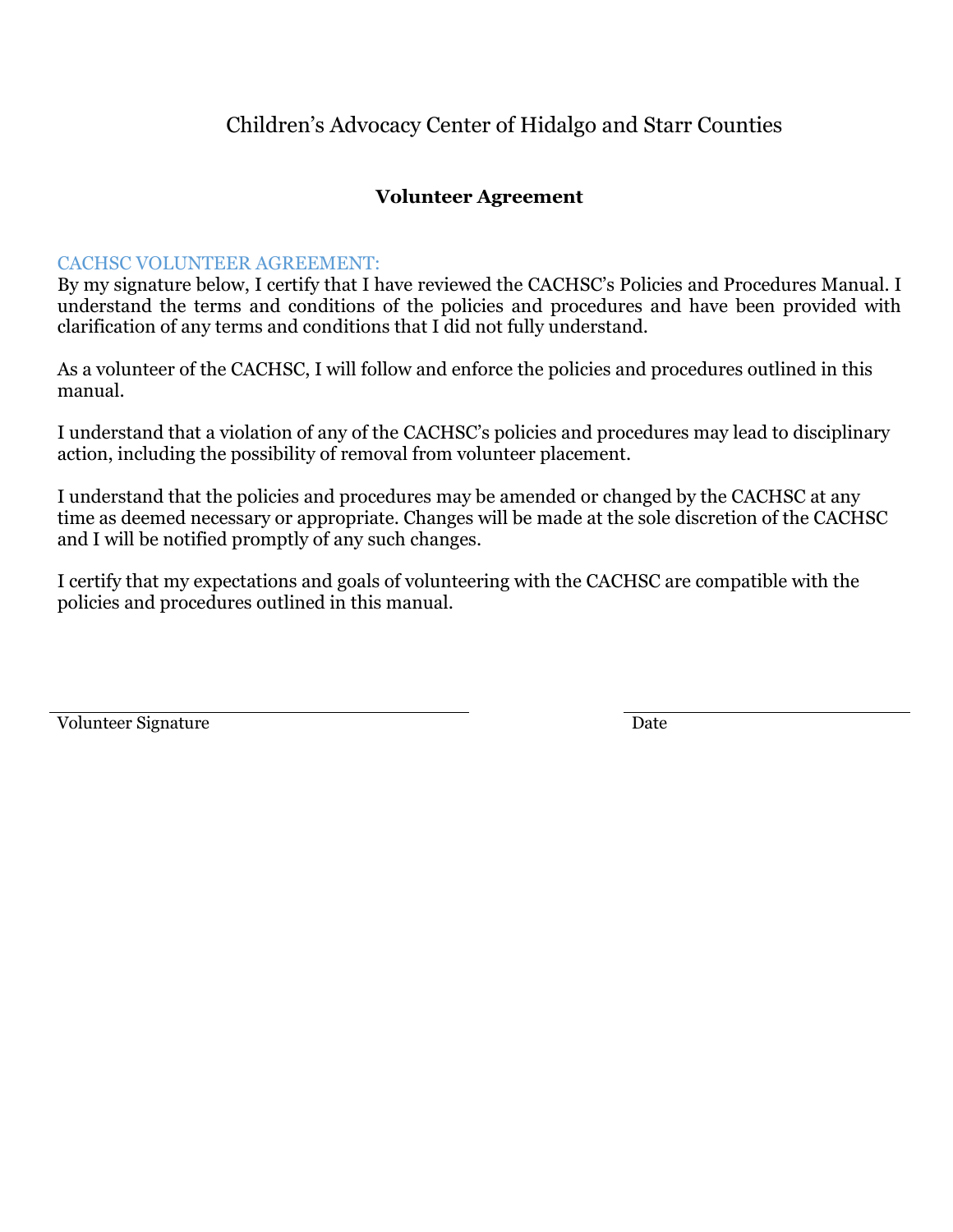# Children's Advocacy Center of Hidalgo and Starr Counties

## Volunteer Agreement

CACHSC VOLUNTEER AGREEMENT:

By my signature below, I certify that I have reviewed the CACHSC's Policies and Procedures Manual. I understand the terms and conditions of the policies and procedures and have been provided with clarification of any terms and conditions that I did not fully understand.

As a volunteer of the CACHSC, I will follow and enforce the policies and procedures outlined in this manual.

I understand that a violation of any of the CACHSC's policies and procedures may lead to disciplinary action, including the possibility of removal from volunteer placement.

I understand that the policies and procedures may be amended or changed by the CACHSC at any time as deemed necessary or appropriate. Changes will be made at the sole discretion of the CACHSC and I will be notified promptly of any such changes.

I certify that my expectations and goals of volunteering with the CACHSC are compatible with the policies and procedures outlined in this manual.

\_\_\_\_\_\_\_\_\_\_\_\_\_\_\_\_\_\_\_\_\_\_\_\_\_\_\_\_\_\_\_\_\_\_\_\_\_\_\_\_ \_\_\_\_\_\_\_\_\_\_\_\_\_\_\_\_\_\_\_\_\_\_\_\_\_\_\_\_

Volunteer Signature Date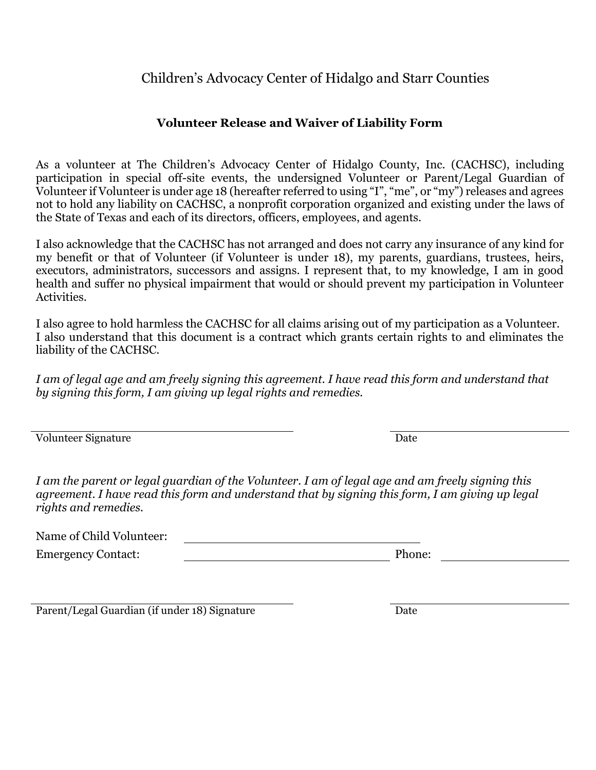Children's Advocacy Center of Hidalgo and Starr Counties

## Volunteer Release and Waiver of Liability Form

As a volunteer at The Children's Advocacy Center of Hidalgo County, Inc. (CACHSC), including participation in special off-site events, the undersigned Volunteer or Parent/Legal Guardian of Volunteer if Volunteer is under age 18 (hereafter referred to using "I", "me", or "my") releases and agrees not to hold any liability on CACHSC, a nonprofit corporation organized and existing under the laws of the State of Texas and each of its directors, officers, employees, and agents.

I also acknowledge that the CACHSC has not arranged and does not carry any insurance of any kind for my benefit or that of Volunteer (if Volunteer is under 18), my parents, guardians, trustees, heirs, executors, administrators, successors and assigns. I represent that, to my knowledge, I am in good health and suffer no physical impairment that would or should prevent my participation in Volunteer Activities.

I also agree to hold harmless the CACHSC for all claims arising out of my participation as a Volunteer. I also understand that this document is a contract which grants certain rights to and eliminates the liability of the CACHSC.

*I am of legal age and am freely signing this agreement. I have read this form and understand that by signing this form, I am giving up legal rights and remedies.*

\_\_\_\_\_\_\_\_\_\_\_\_\_\_\_\_\_\_\_\_\_\_\_\_\_\_\_\_\_\_ &nbsp;&nbsp;&nbsp;&nbsp; \_\_\_\_\_\_\_\_\_\_\_\_\_\_\_\_\_\_\_\_
Volunteer Signature &nbsp;&nbsp;&nbsp;&nbsp; Date

*I am the parent or legal guardian of the Volunteer. I am of legal age and am freely signing this agreement. I have read this form and understand that by signing this form, I am giving up legal rights and remedies.*

Name of Child Volunteer: \_\_\_\_\_\_\_\_\_\_\_\_\_\_\_\_\_\_\_\_\_\_\_\_\_\_\_\_

Emergency Contact: \_\_\_\_\_\_\_\_\_\_\_\_\_\_\_\_\_\_\_\_\_\_\_\_\_\_\_\_ Phone: \_\_\_\_\_\_\_\_\_\_\_\_\_\_\_\_

\_\_\_\_\_\_\_\_\_\_\_\_\_\_\_\_\_\_\_\_\_\_\_\_\_\_\_\_\_\_ &nbsp;&nbsp;&nbsp;&nbsp; \_\_\_\_\_\_\_\_\_\_\_\_\_\_\_\_\_\_\_\_
Parent/Legal Guardian (if under 18) Signature &nbsp;&nbsp;&nbsp;&nbsp; Date